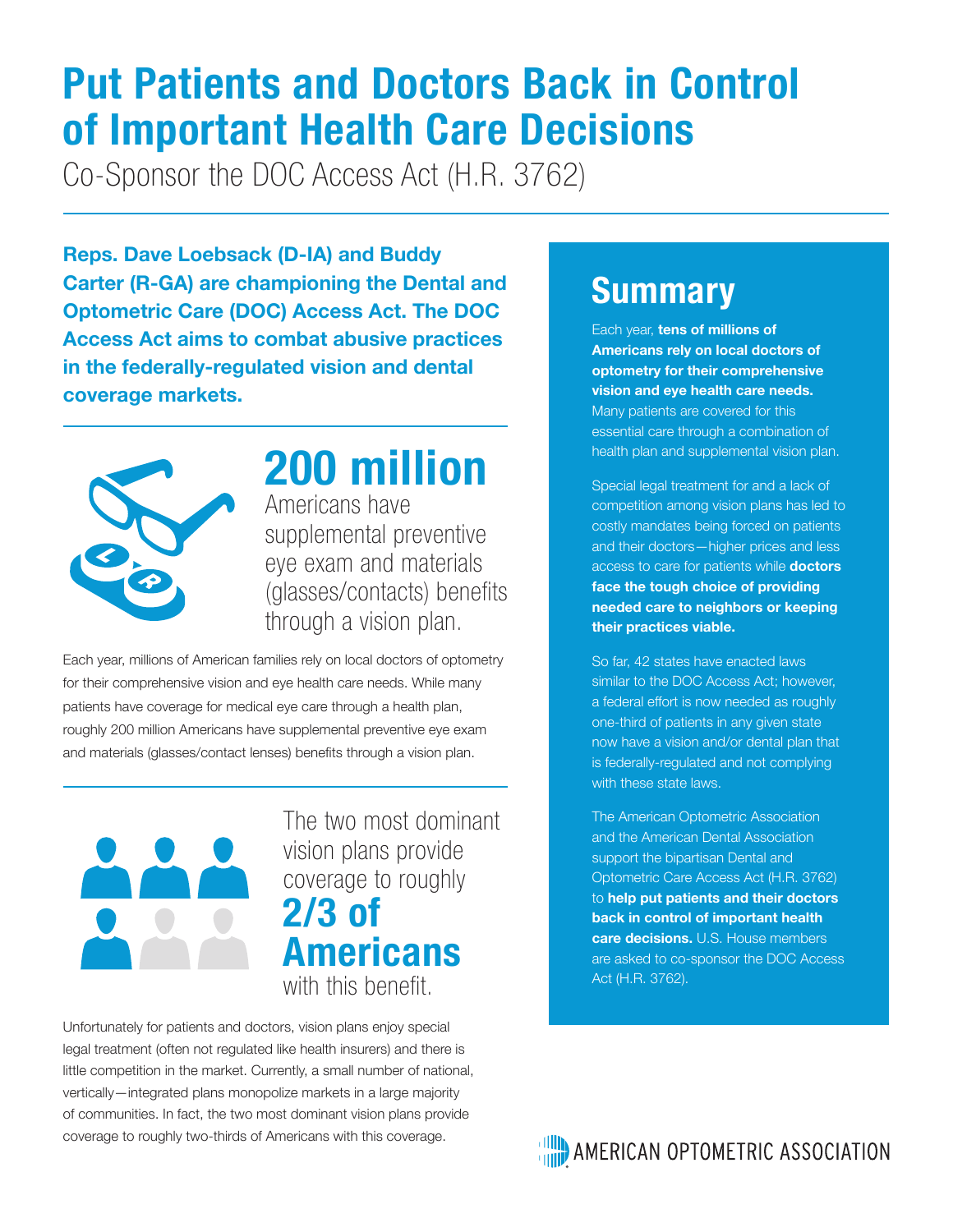# Put Patients and Doctors Back in Control of Important Health Care Decisions

Co-Sponsor the DOC Access Act (H.R. 3762)

**Reps. Dave Loebsack (D-IA) and Buddy Carter (R-GA) are championing the Dental and Optometric Care (DOC) Access Act. The DOC Access Act aims to combat abusive practices in the federally-regulated vision and dental coverage markets.**

**200 million** Americans have supplemental preventive eye exam and materials (glasses/contacts) benefits through a vision plan.

Each year, millions of American families rely on local doctors of optometry for their comprehensive vision and eye health care needs. While many patients have coverage for medical eye care through a health plan, roughly 200 million Americans have supplemental preventive eye exam and materials (glasses/contact lenses) benefits through a vision plan.

The two most dominant vision plans provide coverage to roughly **2/3 of Americans** with this benefit.

Unfortunately for patients and doctors, vision plans enjoy special legal treatment (often not regulated like health insurers) and there is little competition in the market. Currently, a small number of national, vertically—integrated plans monopolize markets in a large majority of communities. In fact, the two most dominant vision plans provide coverage to roughly two-thirds of Americans with this coverage.

## Summary

Each year, **tens of millions of Americans rely on local doctors of optometry for their comprehensive vision and eye health care needs.** Many patients are covered for this essential care through a combination of health plan and supplemental vision plan.

Special legal treatment for and a lack of competition among vision plans has led to costly mandates being forced on patients and their doctors—higher prices and less access to care for patients while **doctors face the tough choice of providing needed care to neighbors or keeping their practices viable.**

So far, 42 states have enacted laws similar to the DOC Access Act; however, a federal effort is now needed as roughly one-third of patients in any given state now have a vision and/or dental plan that is federally-regulated and not complying with these state laws.

The American Optometric Association and the American Dental Association support the bipartisan Dental and Optometric Care Access Act (H.R. 3762) to **help put patients and their doctors back in control of important health care decisions.** U.S. House members are asked to co-sponsor the DOC Access Act (H.R. 3762).

AMERICAN OPTOMETRIC ASSOCIATION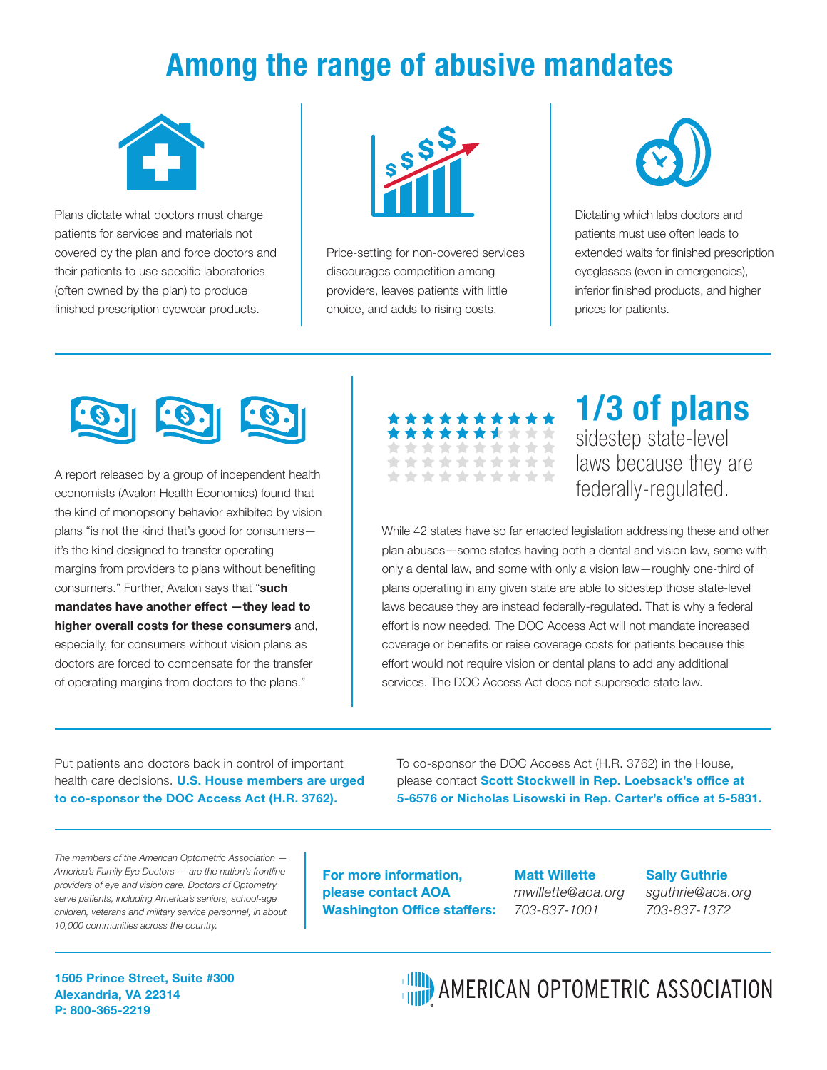# Among the range of abusive mandates

Plans dictate what doctors must charge patients for services and materials not covered by the plan and force doctors and their patients to use specific laboratories (often owned by the plan) to produce finished prescription eyewear products.

Price-setting for non-covered services discourages competition among providers, leaves patients with little choice, and adds to rising costs.

Dictating which labs doctors and patients must use often leads to extended waits for finished prescription eyeglasses (even in emergencies), inferior finished products, and higher prices for patients.

A report released by a group of independent health economists (Avalon Health Economics) found that the kind of monopsony behavior exhibited by vision plans "is not the kind that's good for consumers—it's the kind designed to transfer operating margins from providers to plans without benefiting consumers." Further, Avalon says that "**such mandates have another effect —they lead to higher overall costs for these consumers** and, especially, for consumers without vision plans as doctors are forced to compensate for the transfer of operating margins from doctors to the plans."

## 1/3 of plans

sidestep state-level laws because they are federally-regulated.

While 42 states have so far enacted legislation addressing these and other plan abuses—some states having both a dental and vision law, some with only a dental law, and some with only a vision law—roughly one-third of plans operating in any given state are able to sidestep those state-level laws because they are instead federally-regulated. That is why a federal effort is now needed. The DOC Access Act will not mandate increased coverage or benefits or raise coverage costs for patients because this effort would not require vision or dental plans to add any additional services. The DOC Access Act does not supersede state law.

Put patients and doctors back in control of important health care decisions. **U.S. House members are urged to co-sponsor the DOC Access Act (H.R. 3762).**

To co-sponsor the DOC Access Act (H.R. 3762) in the House, please contact **Scott Stockwell in Rep. Loebsack's office at 5-6576 or Nicholas Lisowski in Rep. Carter's office at 5-5831.**

*The members of the American Optometric Association — America's Family Eye Doctors — are the nation's frontline providers of eye and vision care. Doctors of Optometry serve patients, including America's seniors, school-age children, veterans and military service personnel, in about 10,000 communities across the country.*

**For more information, please contact AOA Washington Office staffers:**

**Matt Willette**
*mwillette@aoa.org*
*703-837-1001*

**Sally Guthrie**
*sguthrie@aoa.org*
*703-837-1372*

**1505 Prince Street, Suite #300**
**Alexandria, VA 22314**
**P: 800-365-2219**

AMERICAN OPTOMETRIC ASSOCIATION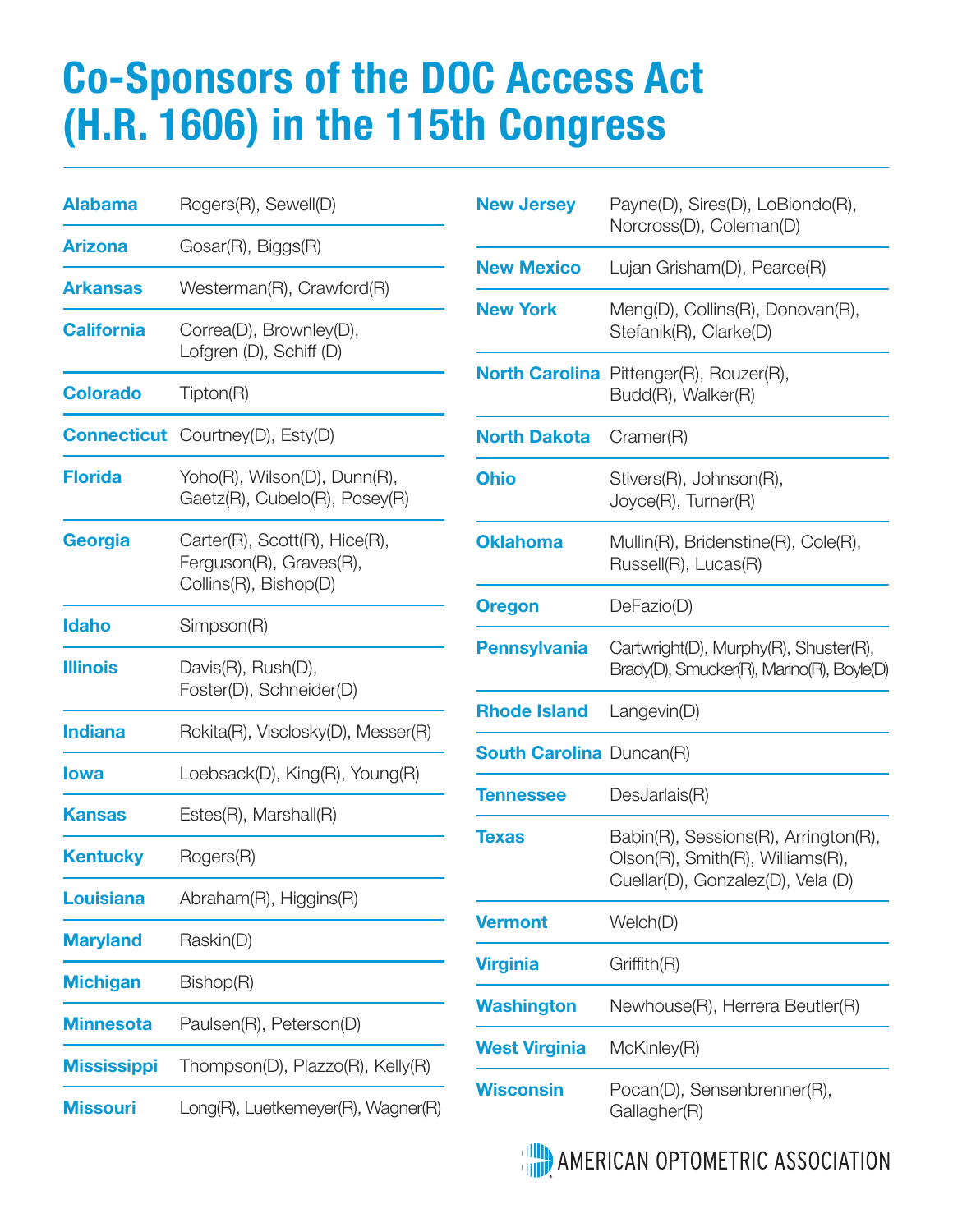# Co-Sponsors of the DOC Access Act (H.R. 1606) in the 115th Congress

| State | Co-Sponsors |
|---|---|
| **Alabama** | Rogers(R), Sewell(D) |
| **Arizona** | Gosar(R), Biggs(R) |
| **Arkansas** | Westerman(R), Crawford(R) |
| **California** | Correa(D), Brownley(D), Lofgren (D), Schiff (D) |
| **Colorado** | Tipton(R) |
| **Connecticut** | Courtney(D), Esty(D) |
| **Florida** | Yoho(R), Wilson(D), Dunn(R), Gaetz(R), Cubelo(R), Posey(R) |
| **Georgia** | Carter(R), Scott(R), Hice(R), Ferguson(R), Graves(R), Collins(R), Bishop(D) |
| **Idaho** | Simpson(R) |
| **Illinois** | Davis(R), Rush(D), Foster(D), Schneider(D) |
| **Indiana** | Rokita(R), Visclosky(D), Messer(R) |
| **Iowa** | Loebsack(D), King(R), Young(R) |
| **Kansas** | Estes(R), Marshall(R) |
| **Kentucky** | Rogers(R) |
| **Louisiana** | Abraham(R), Higgins(R) |
| **Maryland** | Raskin(D) |
| **Michigan** | Bishop(R) |
| **Minnesota** | Paulsen(R), Peterson(D) |
| **Mississippi** | Thompson(D), Plazzo(R), Kelly(R) |
| **Missouri** | Long(R), Luetkemeyer(R), Wagner(R) |
| **New Jersey** | Payne(D), Sires(D), LoBiondo(R), Norcross(D), Coleman(D) |
| **New Mexico** | Lujan Grisham(D), Pearce(R) |
| **New York** | Meng(D), Collins(R), Donovan(R), Stefanik(R), Clarke(D) |
| **North Carolina** | Pittenger(R), Rouzer(R), Budd(R), Walker(R) |
| **North Dakota** | Cramer(R) |
| **Ohio** | Stivers(R), Johnson(R), Joyce(R), Turner(R) |
| **Oklahoma** | Mullin(R), Bridenstine(R), Cole(R), Russell(R), Lucas(R) |
| **Oregon** | DeFazio(D) |
| **Pennsylvania** | Cartwright(D), Murphy(R), Shuster(R), Brady(D), Smucker(R), Marino(R), Boyle(D) |
| **Rhode Island** | Langevin(D) |
| **South Carolina** | Duncan(R) |
| **Tennessee** | DesJarlais(R) |
| **Texas** | Babin(R), Sessions(R), Arrington(R), Olson(R), Smith(R), Williams(R), Cuellar(D), Gonzalez(D), Vela (D) |
| **Vermont** | Welch(D) |
| **Virginia** | Griffith(R) |
| **Washington** | Newhouse(R), Herrera Beutler(R) |
| **West Virginia** | McKinley(R) |
| **Wisconsin** | Pocan(D), Sensenbrenner(R), Gallagher(R) |

AMERICAN OPTOMETRIC ASSOCIATION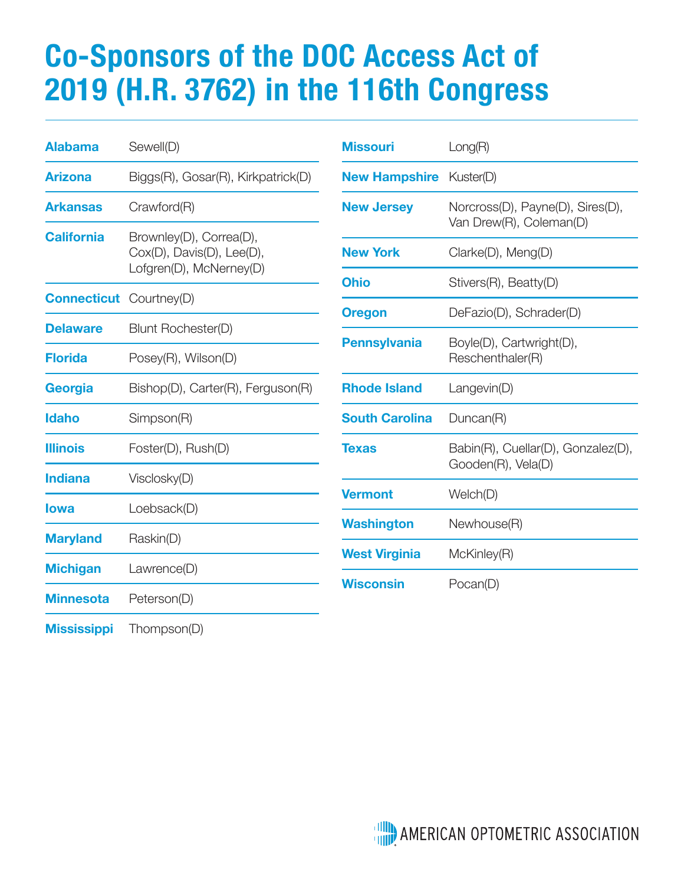# Co-Sponsors of the DOC Access Act of 2019 (H.R. 3762) in the 116th Congress

| | |
|---|---|
| **Alabama** | Sewell(D) |
| **Arizona** | Biggs(R), Gosar(R), Kirkpatrick(D) |
| **Arkansas** | Crawford(R) |
| **California** | Brownley(D), Correa(D), Cox(D), Davis(D), Lee(D), Lofgren(D), McNerney(D) |
| **Connecticut** | Courtney(D) |
| **Delaware** | Blunt Rochester(D) |
| **Florida** | Posey(R), Wilson(D) |
| **Georgia** | Bishop(D), Carter(R), Ferguson(R) |
| **Idaho** | Simpson(R) |
| **Illinois** | Foster(D), Rush(D) |
| **Indiana** | Visclosky(D) |
| **Iowa** | Loebsack(D) |
| **Maryland** | Raskin(D) |
| **Michigan** | Lawrence(D) |
| **Minnesota** | Peterson(D) |
| **Mississippi** | Thompson(D) |
| **Missouri** | Long(R) |
| **New Hampshire** | Kuster(D) |
| **New Jersey** | Norcross(D), Payne(D), Sires(D), Van Drew(R), Coleman(D) |
| **New York** | Clarke(D), Meng(D) |
| **Ohio** | Stivers(R), Beatty(D) |
| **Oregon** | DeFazio(D), Schrader(D) |
| **Pennsylvania** | Boyle(D), Cartwright(D), Reschenthaler(R) |
| **Rhode Island** | Langevin(D) |
| **South Carolina** | Duncan(R) |
| **Texas** | Babin(R), Cuellar(D), Gonzalez(D), Gooden(R), Vela(D) |
| **Vermont** | Welch(D) |
| **Washington** | Newhouse(R) |
| **West Virginia** | McKinley(R) |
| **Wisconsin** | Pocan(D) |

AMERICAN OPTOMETRIC ASSOCIATION